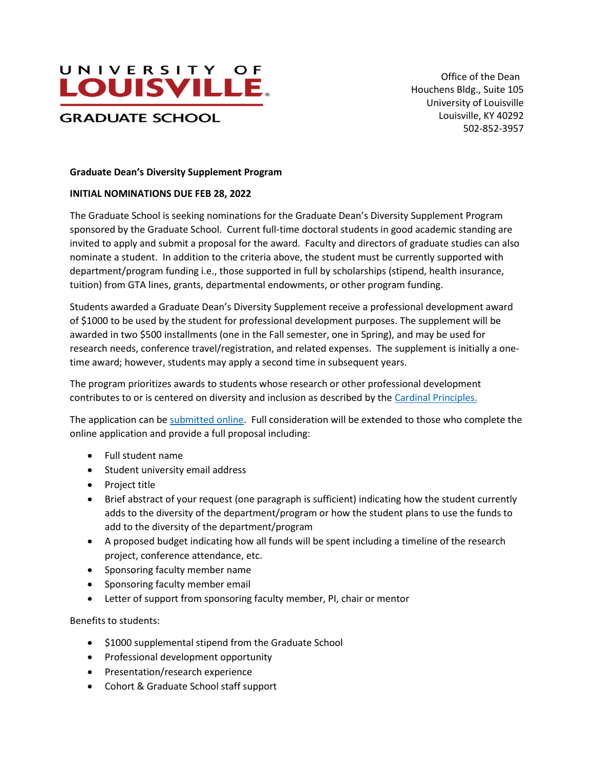# UNIVERSITY OF LOUISVILLE GRADUATE SCHOOL

Office of the Dean
Houchens Bldg., Suite 105
University of Louisville
Louisville, KY 40292
502-852-3957

**Graduate Dean's Diversity Supplement Program**

**INITIAL NOMINATIONS DUE FEB 28, 2022**

The Graduate School is seeking nominations for the Graduate Dean's Diversity Supplement Program sponsored by the Graduate School. Current full-time doctoral students in good academic standing are invited to apply and submit a proposal for the award. Faculty and directors of graduate studies can also nominate a student. In addition to the criteria above, the student must be currently supported with department/program funding i.e., those supported in full by scholarships (stipend, health insurance, tuition) from GTA lines, grants, departmental endowments, or other program funding.

Students awarded a Graduate Dean's Diversity Supplement receive a professional development award of $1000 to be used by the student for professional development purposes. The supplement will be awarded in two $500 installments (one in the Fall semester, one in Spring), and may be used for research needs, conference travel/registration, and related expenses. The supplement is initially a one-time award; however, students may apply a second time in subsequent years.

The program prioritizes awards to students whose research or other professional development contributes to or is centered on diversity and inclusion as described by the Cardinal Principles.

The application can be submitted online. Full consideration will be extended to those who complete the online application and provide a full proposal including:

- Full student name
- Student university email address
- Project title
- Brief abstract of your request (one paragraph is sufficient) indicating how the student currently adds to the diversity of the department/program or how the student plans to use the funds to add to the diversity of the department/program
- A proposed budget indicating how all funds will be spent including a timeline of the research project, conference attendance, etc.
- Sponsoring faculty member name
- Sponsoring faculty member email
- Letter of support from sponsoring faculty member, PI, chair or mentor

Benefits to students:

- $1000 supplemental stipend from the Graduate School
- Professional development opportunity
- Presentation/research experience
- Cohort & Graduate School staff support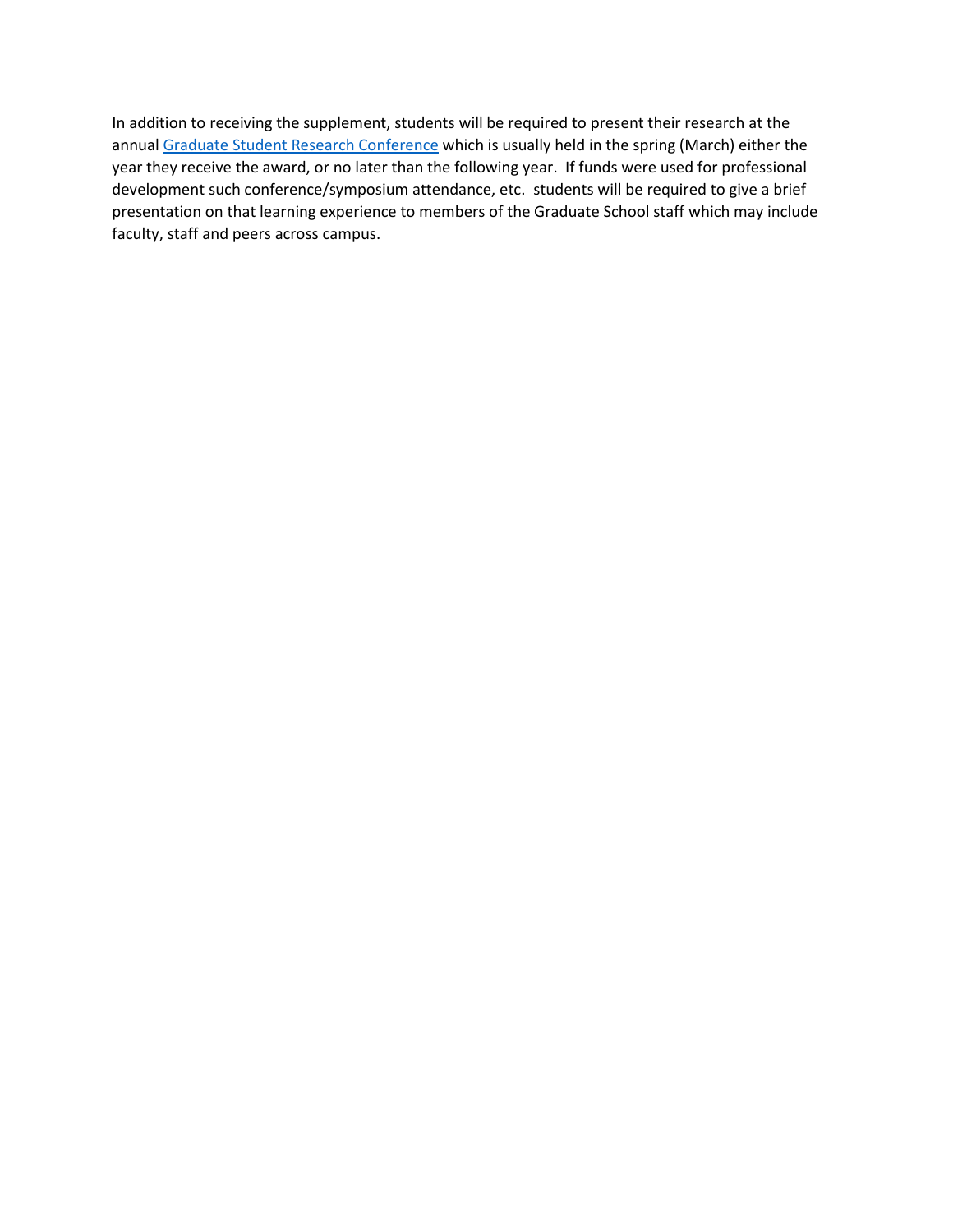In addition to receiving the supplement, students will be required to present their research at the annual [Graduate Student Research Conference] which is usually held in the spring (March) either the year they receive the award, or no later than the following year. If funds were used for professional development such conference/symposium attendance, etc. students will be required to give a brief presentation on that learning experience to members of the Graduate School staff which may include faculty, staff and peers across campus.